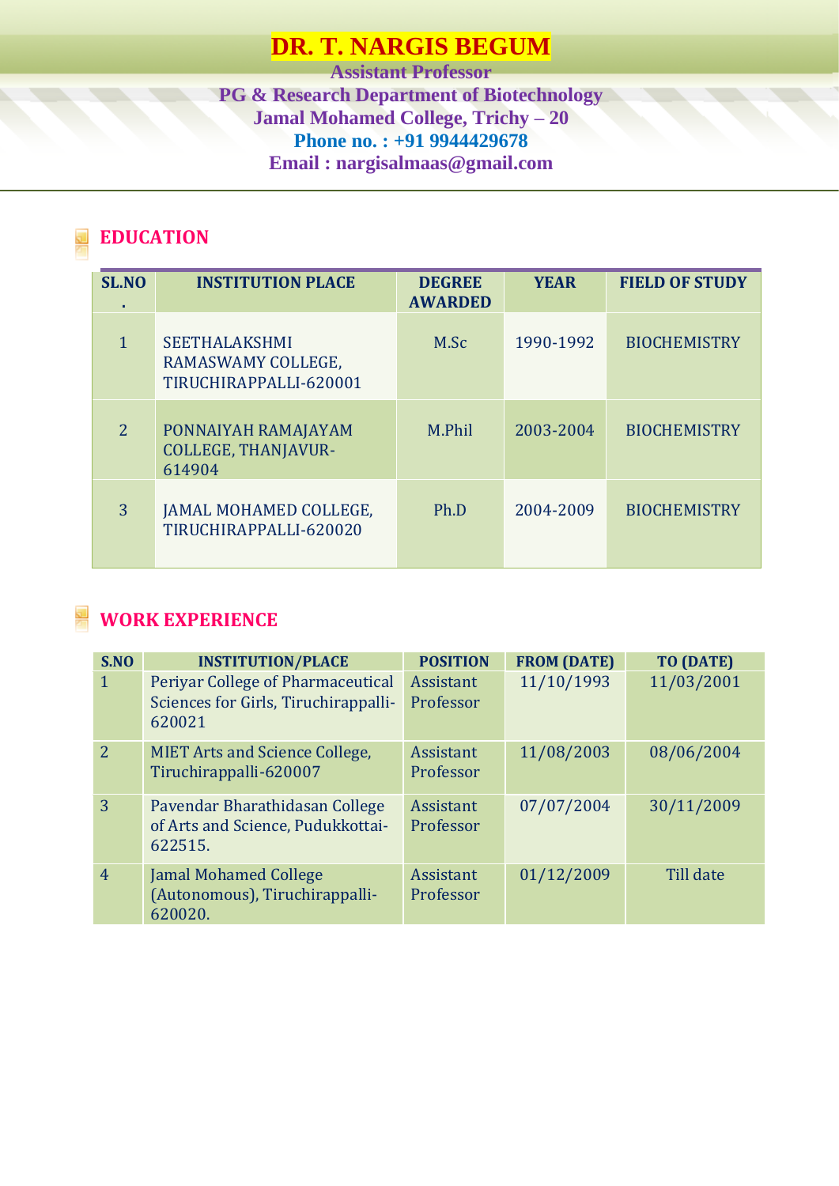# DR. T. NARGIS BEGUM

**Assistant Professor**
**PG & Research Department of Biotechnology**
**Jamal Mohamed College, Trichy – 20**
**Phone no. : +91 9944429678**
**Email : nargisalmaas@gmail.com**

## EDUCATION

| SL.NO. | INSTITUTION PLACE | DEGREE AWARDED | YEAR | FIELD OF STUDY |
|---|---|---|---|---|
| 1 | SEETHALAKSHMI RAMASWAMY COLLEGE, TIRUCHIRAPPALLI-620001 | M.Sc | 1990-1992 | BIOCHEMISTRY |
| 2 | PONNAIYAH RAMAJAYAM COLLEGE, THANJAVUR-614904 | M.Phil | 2003-2004 | BIOCHEMISTRY |
| 3 | JAMAL MOHAMED COLLEGE, TIRUCHIRAPPALLI-620020 | Ph.D | 2004-2009 | BIOCHEMISTRY |

## WORK EXPERIENCE

| S.NO | INSTITUTION/PLACE | POSITION | FROM (DATE) | TO (DATE) |
|---|---|---|---|---|
| 1 | Periyar College of Pharmaceutical Sciences for Girls, Tiruchirappalli-620021 | Assistant Professor | 11/10/1993 | 11/03/2001 |
| 2 | MIET Arts and Science College, Tiruchirappalli-620007 | Assistant Professor | 11/08/2003 | 08/06/2004 |
| 3 | Pavendar Bharathidasan College of Arts and Science, Pudukkottai-622515. | Assistant Professor | 07/07/2004 | 30/11/2009 |
| 4 | Jamal Mohamed College (Autonomous), Tiruchirappalli-620020. | Assistant Professor | 01/12/2009 | Till date |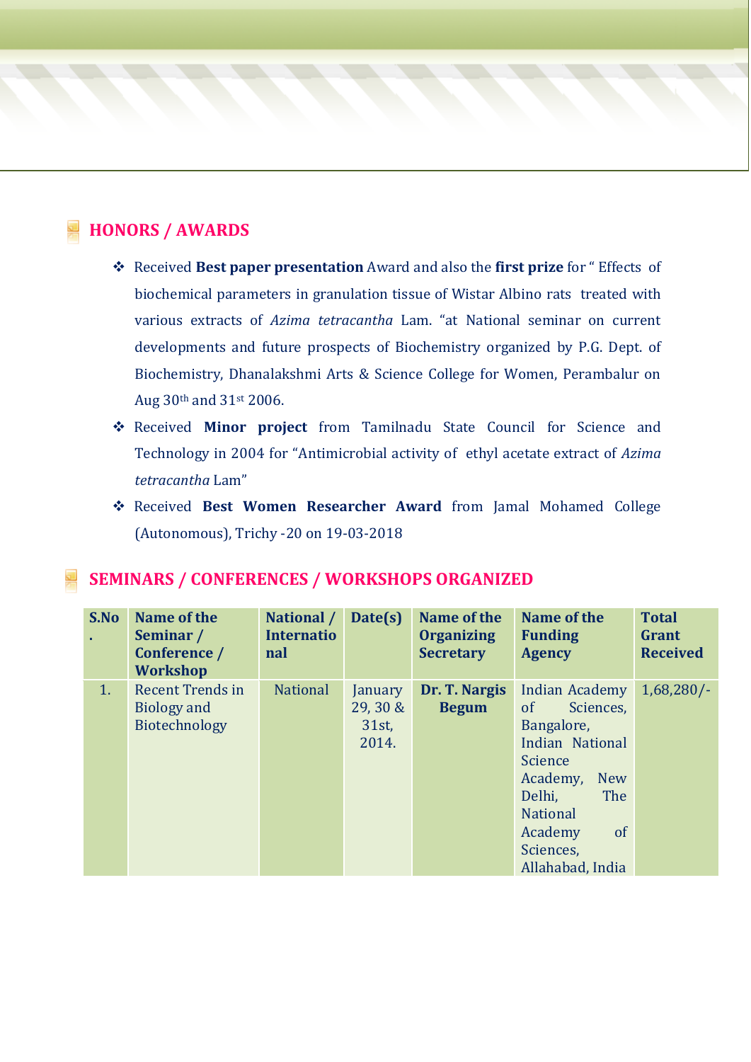## HONORS / AWARDS

- Received **Best paper presentation** Award and also the **first prize** for " Effects of biochemical parameters in granulation tissue of Wistar Albino rats treated with various extracts of *Azima tetracantha* Lam. "at National seminar on current developments and future prospects of Biochemistry organized by P.G. Dept. of Biochemistry, Dhanalakshmi Arts & Science College for Women, Perambalur on Aug 30th and 31st 2006.
- Received **Minor project** from Tamilnadu State Council for Science and Technology in 2004 for "Antimicrobial activity of ethyl acetate extract of *Azima tetracantha* Lam"
- Received **Best Women Researcher Award** from Jamal Mohamed College (Autonomous), Trichy -20 on 19-03-2018

## SEMINARS / CONFERENCES / WORKSHOPS ORGANIZED

| S.No. | Name of the Seminar / Conference / Workshop | National / International | Date(s) | Name of the Organizing Secretary | Name of the Funding Agency | Total Grant Received |
|---|---|---|---|---|---|---|
| 1. | Recent Trends in Biology and Biotechnology | National | January 29, 30 & 31st, 2014. | **Dr. T. Nargis Begum** | Indian Academy of Sciences, Bangalore, Indian National Science Academy, New Delhi, The National Academy of Sciences, Allahabad, India | 1,68,280/- |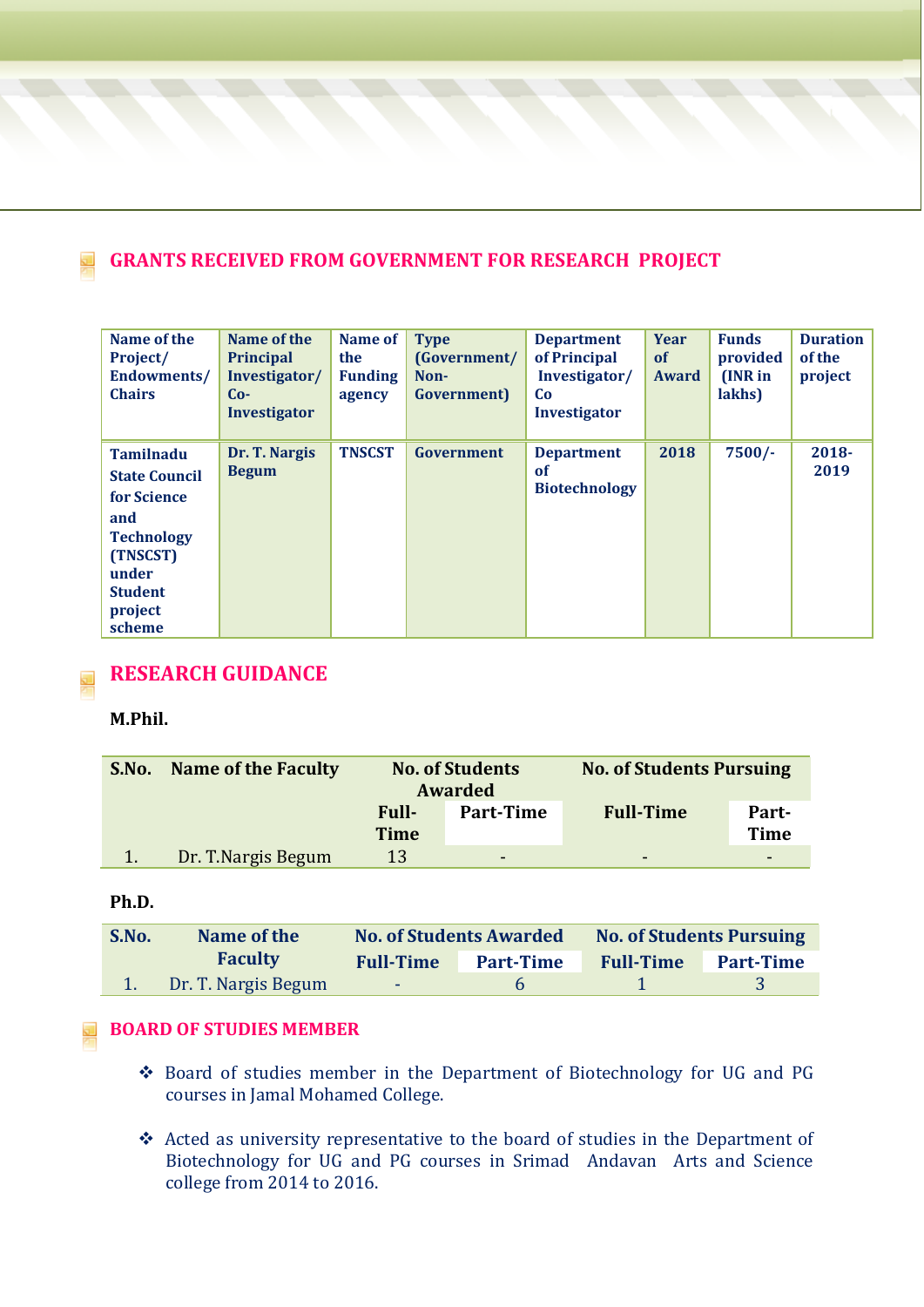## GRANTS RECEIVED FROM GOVERNMENT FOR RESEARCH PROJECT

| Name of the Project/ Endowments/ Chairs | Name of the Principal Investigator/ Co-Investigator | Name of the Funding agency | Type (Government/ Non-Government) | Department of Principal Investigator/ Co Investigator | Year of Award | Funds provided (INR in lakhs) | Duration of the project |
|---|---|---|---|---|---|---|---|
| Tamilnadu State Council for Science and Technology (TNSCST) under Student project scheme | Dr. T. Nargis Begum | TNSCST | Government | Department of Biotechnology | 2018 | 7500/- | 2018-2019 |

## RESEARCH GUIDANCE

**M.Phil.**

| S.No. | Name of the Faculty | No. of Students Awarded | | No. of Students Pursuing | |
|---|---|---|---|---|---|
| | | Full-Time | Part-Time | Full-Time | Part-Time |
| 1. | Dr. T.Nargis Begum | 13 | - | - | - |

**Ph.D.**

| S.No. | Name of the Faculty | No. of Students Awarded | | No. of Students Pursuing | |
|---|---|---|---|---|---|
| | | Full-Time | Part-Time | Full-Time | Part-Time |
| 1. | Dr. T. Nargis Begum | - | 6 | 1 | 3 |

## BOARD OF STUDIES MEMBER

- Board of studies member in the Department of Biotechnology for UG and PG courses in Jamal Mohamed College.
- Acted as university representative to the board of studies in the Department of Biotechnology for UG and PG courses in Srimad Andavan Arts and Science college from 2014 to 2016.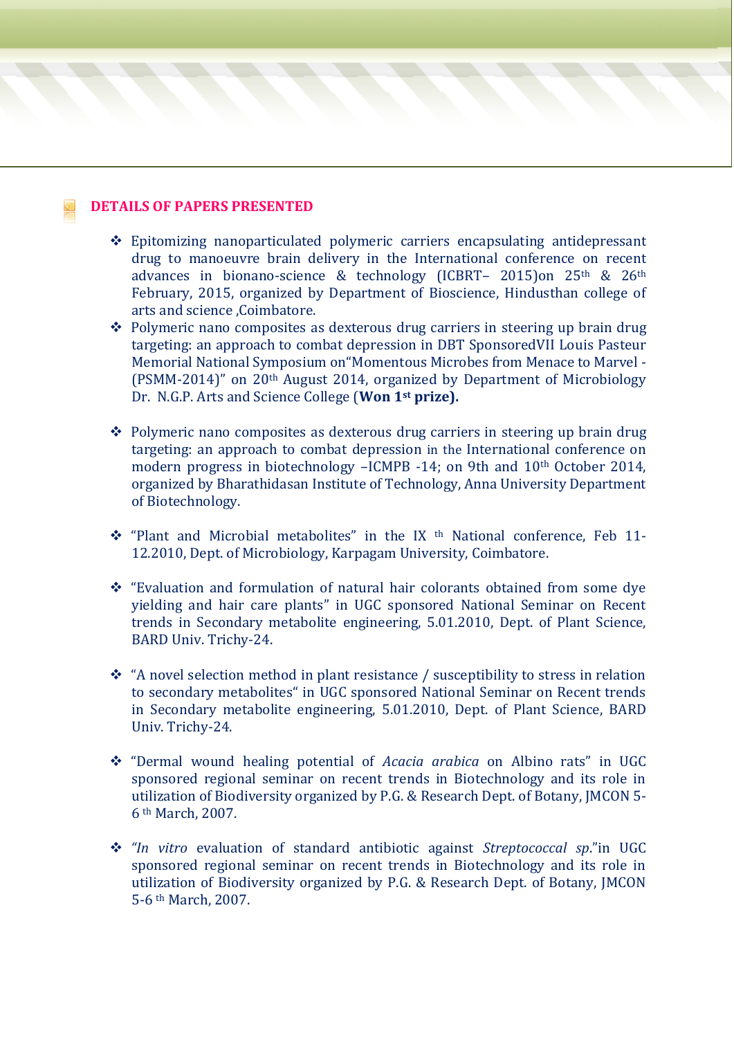## DETAILS OF PAPERS PRESENTED

- Epitomizing nanoparticulated polymeric carriers encapsulating antidepressant drug to manoeuvre brain delivery in the International conference on recent advances in bionano-science & technology (ICBRT– 2015)on 25th & 26th February, 2015, organized by Department of Bioscience, Hindusthan college of arts and science ,Coimbatore.
- Polymeric nano composites as dexterous drug carriers in steering up brain drug targeting: an approach to combat depression in DBT SponsoredVII Louis Pasteur Memorial National Symposium on"Momentous Microbes from Menace to Marvel -(PSMM-2014)" on 20th August 2014, organized by Department of Microbiology Dr. N.G.P. Arts and Science College (**Won 1st prize).**
- Polymeric nano composites as dexterous drug carriers in steering up brain drug targeting: an approach to combat depression in the International conference on modern progress in biotechnology –ICMPB -14; on 9th and 10th October 2014, organized by Bharathidasan Institute of Technology, Anna University Department of Biotechnology.
- "Plant and Microbial metabolites" in the IX th National conference, Feb 11-12.2010, Dept. of Microbiology, Karpagam University, Coimbatore.
- "Evaluation and formulation of natural hair colorants obtained from some dye yielding and hair care plants" in UGC sponsored National Seminar on Recent trends in Secondary metabolite engineering, 5.01.2010, Dept. of Plant Science, BARD Univ. Trichy-24.
- "A novel selection method in plant resistance / susceptibility to stress in relation to secondary metabolites" in UGC sponsored National Seminar on Recent trends in Secondary metabolite engineering, 5.01.2010, Dept. of Plant Science, BARD Univ. Trichy-24.
- "Dermal wound healing potential of *Acacia arabica* on Albino rats" in UGC sponsored regional seminar on recent trends in Biotechnology and its role in utilization of Biodiversity organized by P.G. & Research Dept. of Botany, JMCON 5-6 th March, 2007.
- *"In vitro* evaluation of standard antibiotic against *Streptococcal sp.*"in UGC sponsored regional seminar on recent trends in Biotechnology and its role in utilization of Biodiversity organized by P.G. & Research Dept. of Botany, JMCON 5-6 th March, 2007.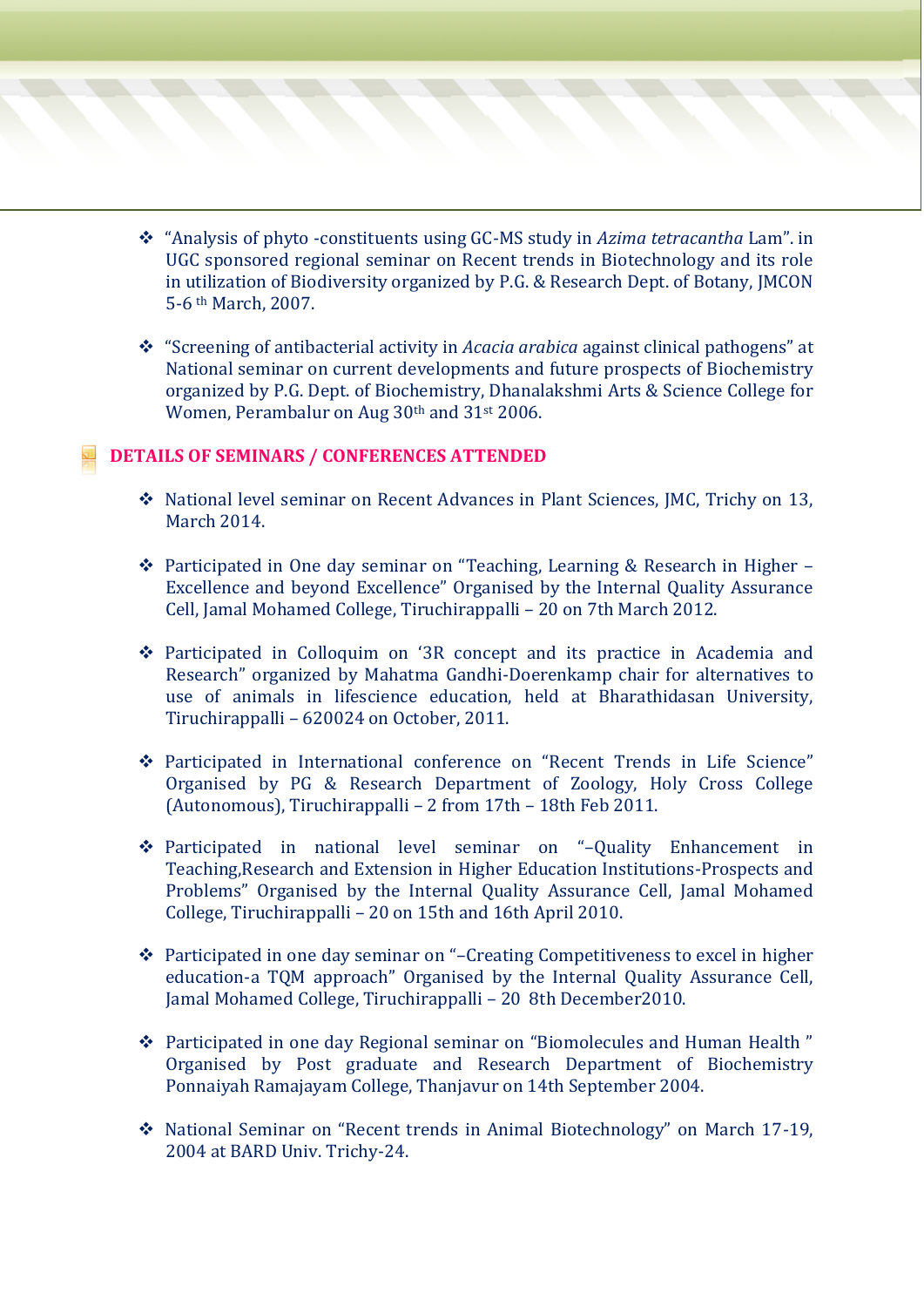- "Analysis of phyto -constituents using GC-MS study in *Azima tetracantha* Lam". in UGC sponsored regional seminar on Recent trends in Biotechnology and its role in utilization of Biodiversity organized by P.G. & Research Dept. of Botany, JMCON 5-6 th March, 2007.

- "Screening of antibacterial activity in *Acacia arabica* against clinical pathogens" at National seminar on current developments and future prospects of Biochemistry organized by P.G. Dept. of Biochemistry, Dhanalakshmi Arts & Science College for Women, Perambalur on Aug 30th and 31st 2006.

## DETAILS OF SEMINARS / CONFERENCES ATTENDED

- National level seminar on Recent Advances in Plant Sciences, JMC, Trichy on 13, March 2014.

- Participated in One day seminar on "Teaching, Learning & Research in Higher – Excellence and beyond Excellence" Organised by the Internal Quality Assurance Cell, Jamal Mohamed College, Tiruchirappalli – 20 on 7th March 2012.

- Participated in Colloquim on '3R concept and its practice in Academia and Research" organized by Mahatma Gandhi-Doerenkamp chair for alternatives to use of animals in lifescience education, held at Bharathidasan University, Tiruchirappalli – 620024 on October, 2011.

- Participated in International conference on "Recent Trends in Life Science" Organised by PG & Research Department of Zoology, Holy Cross College (Autonomous), Tiruchirappalli – 2 from 17th – 18th Feb 2011.

- Participated in national level seminar on "–Quality Enhancement in Teaching,Research and Extension in Higher Education Institutions-Prospects and Problems" Organised by the Internal Quality Assurance Cell, Jamal Mohamed College, Tiruchirappalli – 20 on 15th and 16th April 2010.

- Participated in one day seminar on "–Creating Competitiveness to excel in higher education-a TQM approach" Organised by the Internal Quality Assurance Cell, Jamal Mohamed College, Tiruchirappalli – 20 8th December2010.

- Participated in one day Regional seminar on "Biomolecules and Human Health " Organised by Post graduate and Research Department of Biochemistry Ponnaiyah Ramajayam College, Thanjavur on 14th September 2004.

- National Seminar on "Recent trends in Animal Biotechnology" on March 17-19, 2004 at BARD Univ. Trichy-24.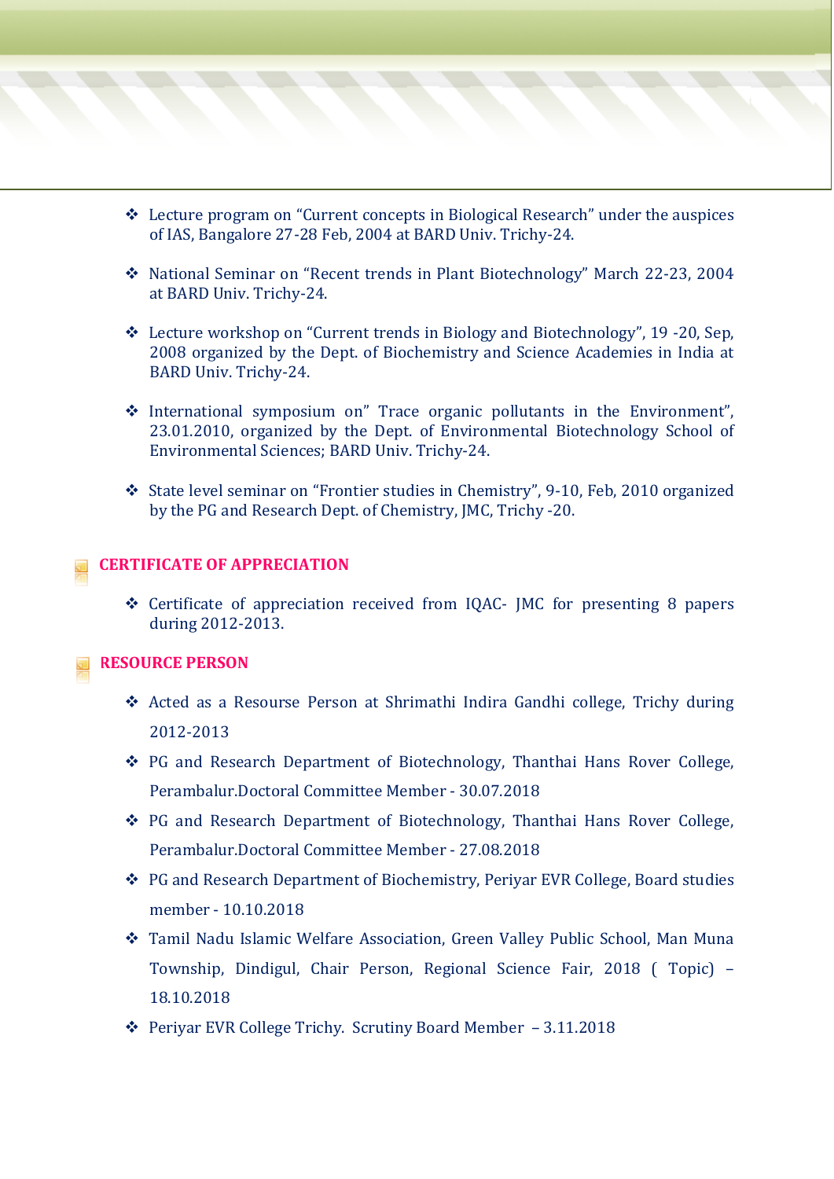- Lecture program on "Current concepts in Biological Research" under the auspices of IAS, Bangalore 27-28 Feb, 2004 at BARD Univ. Trichy-24.
- National Seminar on "Recent trends in Plant Biotechnology" March 22-23, 2004 at BARD Univ. Trichy-24.
- Lecture workshop on "Current trends in Biology and Biotechnology", 19 -20, Sep, 2008 organized by the Dept. of Biochemistry and Science Academies in India at BARD Univ. Trichy-24.
- International symposium on" Trace organic pollutants in the Environment", 23.01.2010, organized by the Dept. of Environmental Biotechnology School of Environmental Sciences; BARD Univ. Trichy-24.
- State level seminar on "Frontier studies in Chemistry", 9-10, Feb, 2010 organized by the PG and Research Dept. of Chemistry, JMC, Trichy -20.

## CERTIFICATE OF APPRECIATION

- Certificate of appreciation received from IQAC- JMC for presenting 8 papers during 2012-2013.

## RESOURCE PERSON

- Acted as a Resourse Person at Shrimathi Indira Gandhi college, Trichy during 2012-2013
- PG and Research Department of Biotechnology, Thanthai Hans Rover College, Perambalur.Doctoral Committee Member - 30.07.2018
- PG and Research Department of Biotechnology, Thanthai Hans Rover College, Perambalur.Doctoral Committee Member - 27.08.2018
- PG and Research Department of Biochemistry, Periyar EVR College, Board studies member - 10.10.2018
- Tamil Nadu Islamic Welfare Association, Green Valley Public School, Man Muna Township, Dindigul, Chair Person, Regional Science Fair, 2018 ( Topic) – 18.10.2018
- Periyar EVR College Trichy. Scrutiny Board Member – 3.11.2018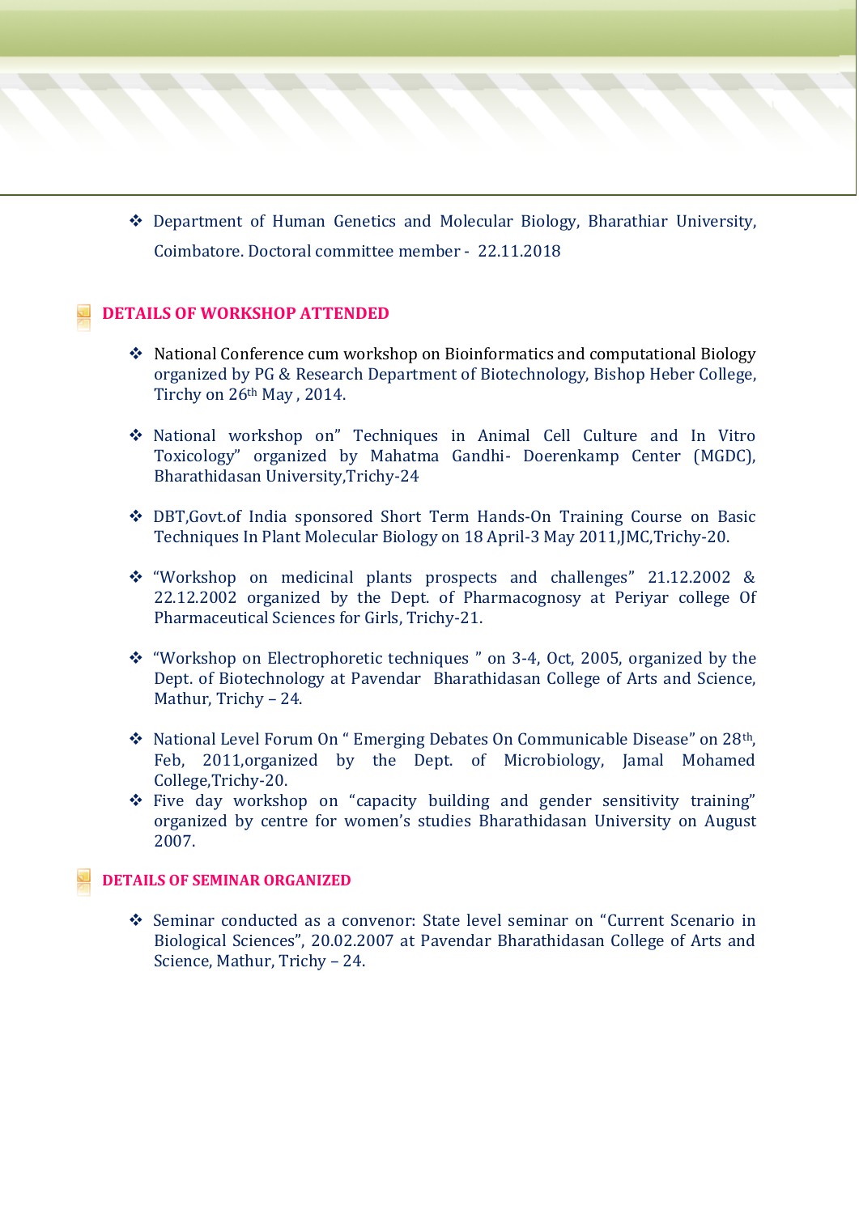- Department of Human Genetics and Molecular Biology, Bharathiar University, Coimbatore. Doctoral committee member - 22.11.2018

## DETAILS OF WORKSHOP ATTENDED

- National Conference cum workshop on Bioinformatics and computational Biology organized by PG & Research Department of Biotechnology, Bishop Heber College, Tirchy on 26th May , 2014.

- National workshop on" Techniques in Animal Cell Culture and In Vitro Toxicology" organized by Mahatma Gandhi- Doerenkamp Center (MGDC), Bharathidasan University,Trichy-24

- DBT,Govt.of India sponsored Short Term Hands-On Training Course on Basic Techniques In Plant Molecular Biology on 18 April-3 May 2011,JMC,Trichy-20.

- "Workshop on medicinal plants prospects and challenges" 21.12.2002 & 22.12.2002 organized by the Dept. of Pharmacognosy at Periyar college Of Pharmaceutical Sciences for Girls, Trichy-21.

- "Workshop on Electrophoretic techniques " on 3-4, Oct, 2005, organized by the Dept. of Biotechnology at Pavendar Bharathidasan College of Arts and Science, Mathur, Trichy – 24.

- National Level Forum On " Emerging Debates On Communicable Disease" on 28th, Feb, 2011,organized by the Dept. of Microbiology, Jamal Mohamed College,Trichy-20.
- Five day workshop on "capacity building and gender sensitivity training" organized by centre for women's studies Bharathidasan University on August 2007.

## DETAILS OF SEMINAR ORGANIZED

- Seminar conducted as a convenor: State level seminar on "Current Scenario in Biological Sciences", 20.02.2007 at Pavendar Bharathidasan College of Arts and Science, Mathur, Trichy – 24.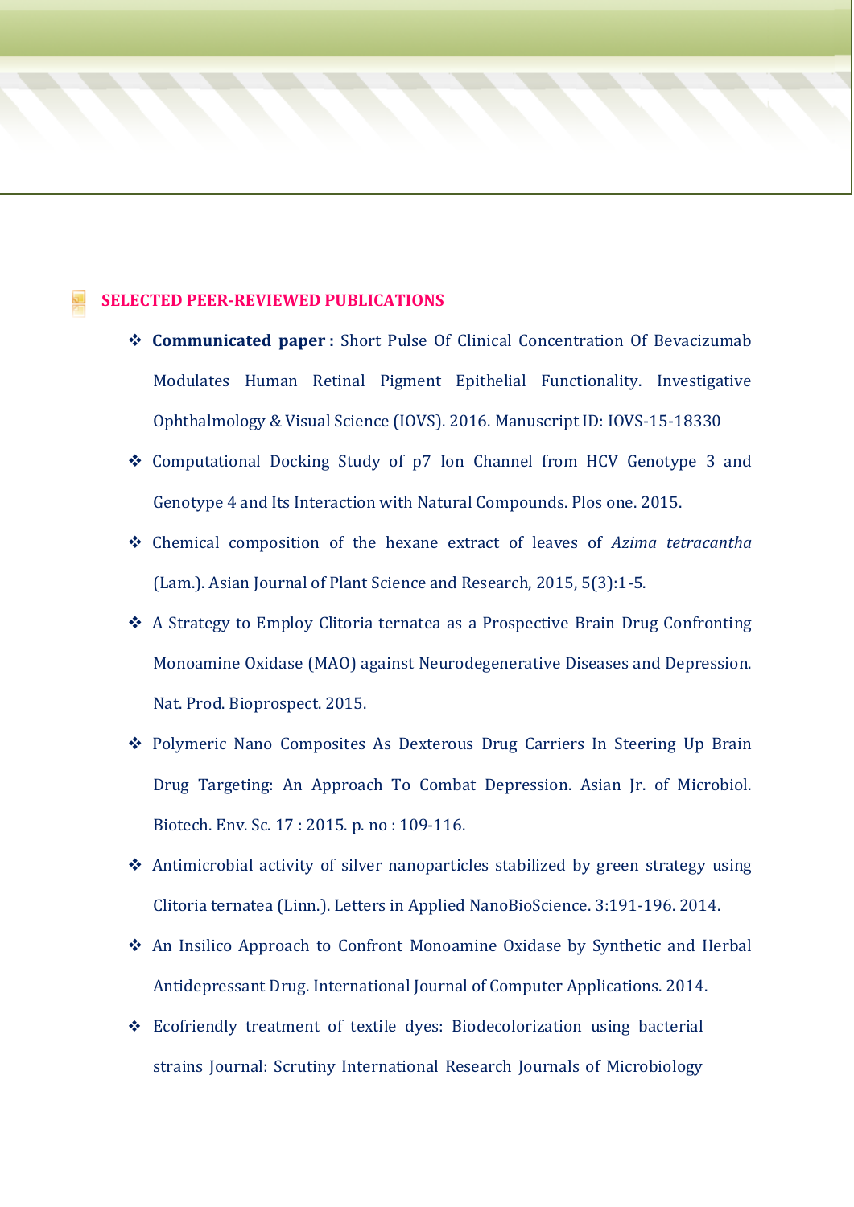## SELECTED PEER-REVIEWED PUBLICATIONS

- **Communicated paper :** Short Pulse Of Clinical Concentration Of Bevacizumab Modulates Human Retinal Pigment Epithelial Functionality. Investigative Ophthalmology & Visual Science (IOVS). 2016. Manuscript ID: IOVS-15-18330
- Computational Docking Study of p7 Ion Channel from HCV Genotype 3 and Genotype 4 and Its Interaction with Natural Compounds. Plos one. 2015.
- Chemical composition of the hexane extract of leaves of *Azima tetracantha* (Lam.). Asian Journal of Plant Science and Research, 2015, 5(3):1-5.
- A Strategy to Employ Clitoria ternatea as a Prospective Brain Drug Confronting Monoamine Oxidase (MAO) against Neurodegenerative Diseases and Depression. Nat. Prod. Bioprospect. 2015.
- Polymeric Nano Composites As Dexterous Drug Carriers In Steering Up Brain Drug Targeting: An Approach To Combat Depression. Asian Jr. of Microbiol. Biotech. Env. Sc. 17 : 2015. p. no : 109-116.
- Antimicrobial activity of silver nanoparticles stabilized by green strategy using Clitoria ternatea (Linn.). Letters in Applied NanoBioScience. 3:191-196. 2014.
- An Insilico Approach to Confront Monoamine Oxidase by Synthetic and Herbal Antidepressant Drug. International Journal of Computer Applications. 2014.
- Ecofriendly treatment of textile dyes: Biodecolorization using bacterial strains Journal: Scrutiny International Research Journals of Microbiology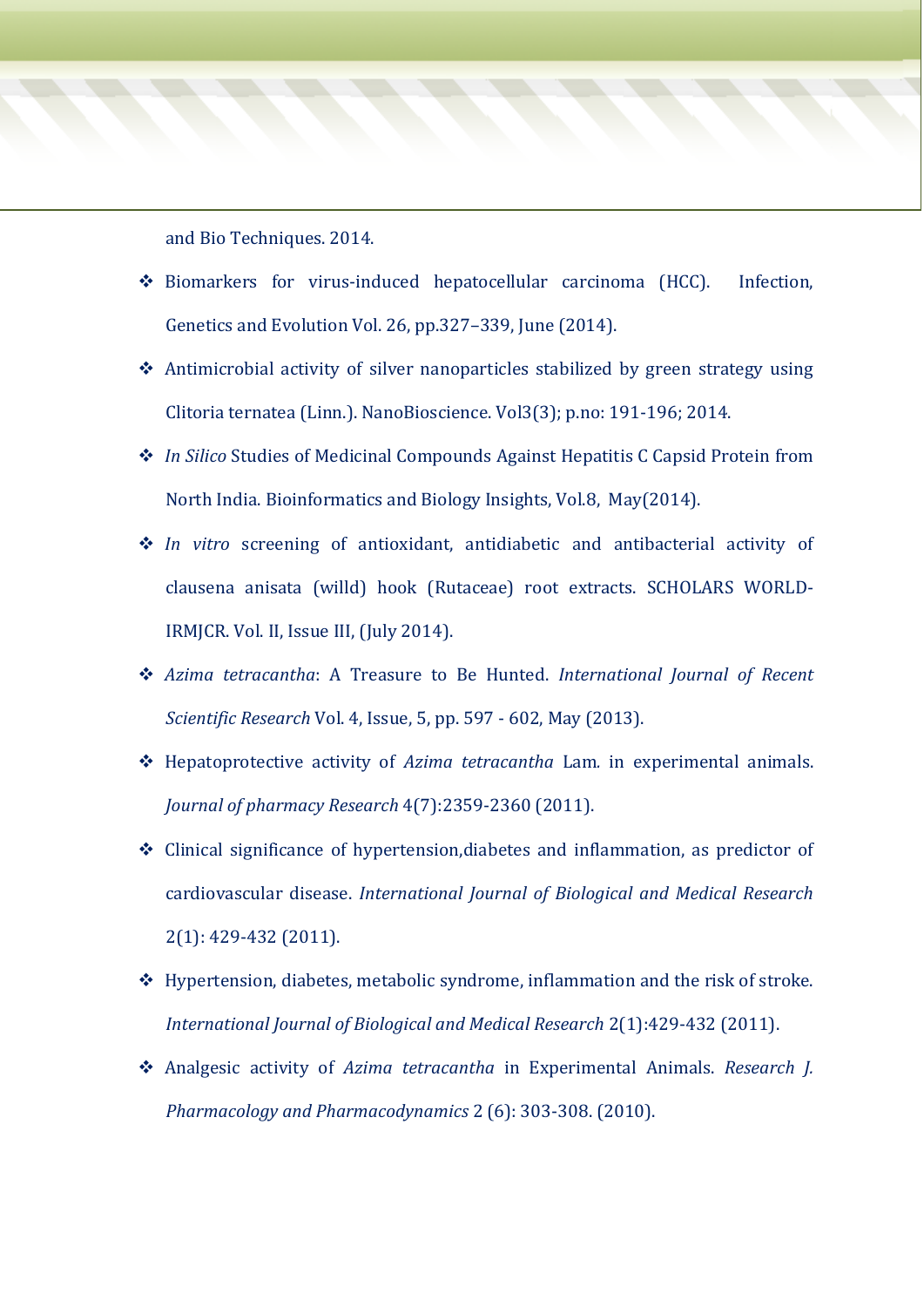and Bio Techniques. 2014.

- Biomarkers for virus-induced hepatocellular carcinoma (HCC). Infection, Genetics and Evolution Vol. 26, pp.327–339, June (2014).
- Antimicrobial activity of silver nanoparticles stabilized by green strategy using Clitoria ternatea (Linn.). NanoBioscience. Vol3(3); p.no: 191-196; 2014.
- *In Silico* Studies of Medicinal Compounds Against Hepatitis C Capsid Protein from North India. Bioinformatics and Biology Insights, Vol.8, May(2014).
- *In vitro* screening of antioxidant, antidiabetic and antibacterial activity of clausena anisata (willd) hook (Rutaceae) root extracts. SCHOLARS WORLD-IRMJCR. Vol. II, Issue III, (July 2014).
- *Azima tetracantha*: A Treasure to Be Hunted. *International Journal of Recent Scientific Research* Vol. 4, Issue, 5, pp. 597 - 602, May (2013).
- Hepatoprotective activity of *Azima tetracantha* Lam. in experimental animals. *Journal of pharmacy Research* 4(7):2359-2360 (2011).
- Clinical significance of hypertension,diabetes and inflammation, as predictor of cardiovascular disease. *International Journal of Biological and Medical Research* 2(1): 429-432 (2011).
- Hypertension, diabetes, metabolic syndrome, inflammation and the risk of stroke. *International Journal of Biological and Medical Research* 2(1):429-432 (2011).
- Analgesic activity of *Azima tetracantha* in Experimental Animals. *Research J. Pharmacology and Pharmacodynamics* 2 (6): 303-308. (2010).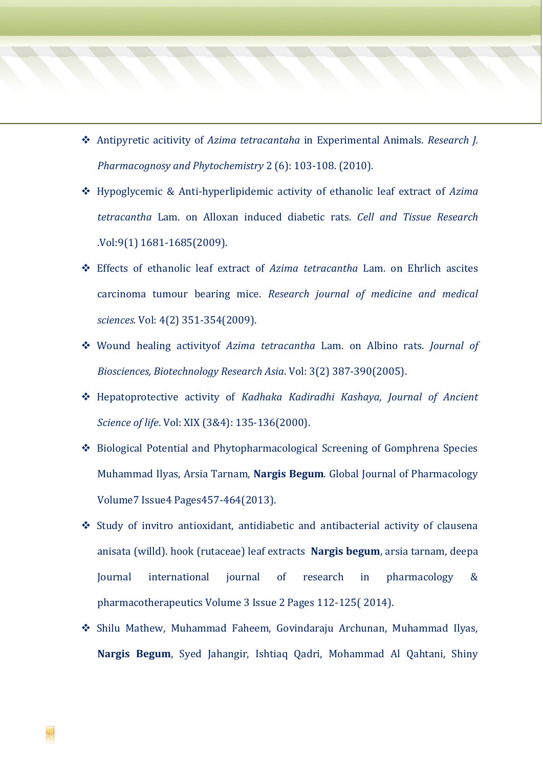- Antipyretic acitivity of *Azima tetracantaha* in Experimental Animals. *Research J. Pharmacognosy and Phytochemistry* 2 (6): 103-108. (2010).
- Hypoglycemic & Anti-hyperlipidemic activity of ethanolic leaf extract of *Azima tetracantha* Lam. on Alloxan induced diabetic rats. *Cell and Tissue Research* .Vol:9(1) 1681-1685(2009).
- Effects of ethanolic leaf extract of *Azima tetracantha* Lam. on Ehrlich ascites carcinoma tumour bearing mice. *Research journal of medicine and medical sciences.* Vol: 4(2) 351-354(2009).
- Wound healing activityof *Azima tetracantha* Lam. on Albino rats. *Journal of Biosciences, Biotechnology Research Asia*. Vol: 3(2) 387-390(2005).
- Hepatoprotective activity of *Kadhaka Kadiradhi Kashaya, Journal of Ancient Science of life*. Vol: XIX (3&4): 135-136(2000).
- Biological Potential and Phytopharmacological Screening of Gomphrena Species Muhammad Ilyas, Arsia Tarnam, **Nargis Begum**. Global Journal of Pharmacology Volume7 Issue4 Pages457-464(2013).
- Study of invitro antioxidant, antidiabetic and antibacterial activity of clausena anisata (willd). hook (rutaceae) leaf extracts **Nargis begum**, arsia tarnam, deepa Journal international journal of research in pharmacology & pharmacotherapeutics Volume 3 Issue 2 Pages 112-125( 2014).
- Shilu Mathew, Muhammad Faheem, Govindaraju Archunan, Muhammad Ilyas, **Nargis Begum**, Syed Jahangir, Ishtiaq Qadri, Mohammad Al Qahtani, Shiny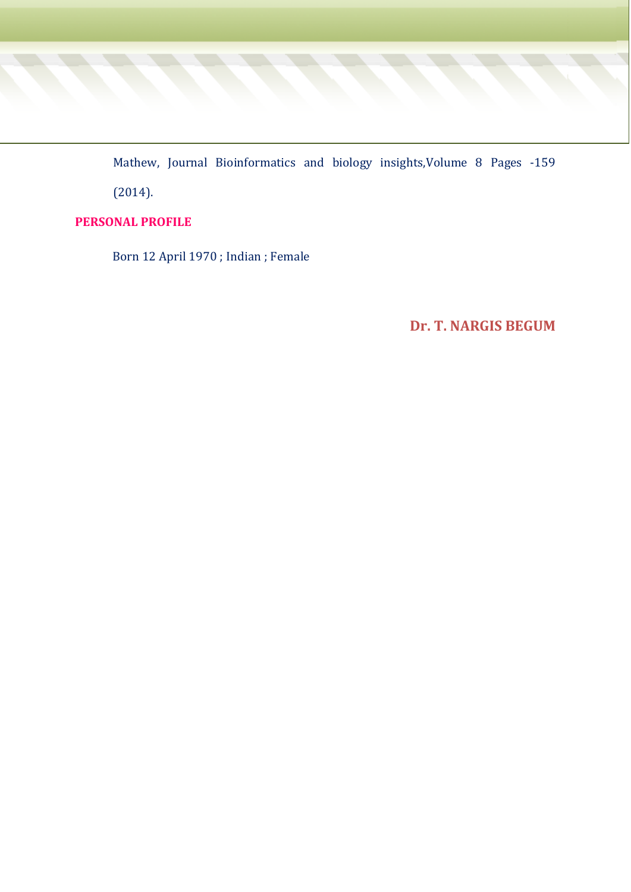Mathew, Journal Bioinformatics and biology insights,Volume 8 Pages -159 (2014).

## PERSONAL PROFILE

Born 12 April 1970 ; Indian ; Female

**Dr. T. NARGIS BEGUM**